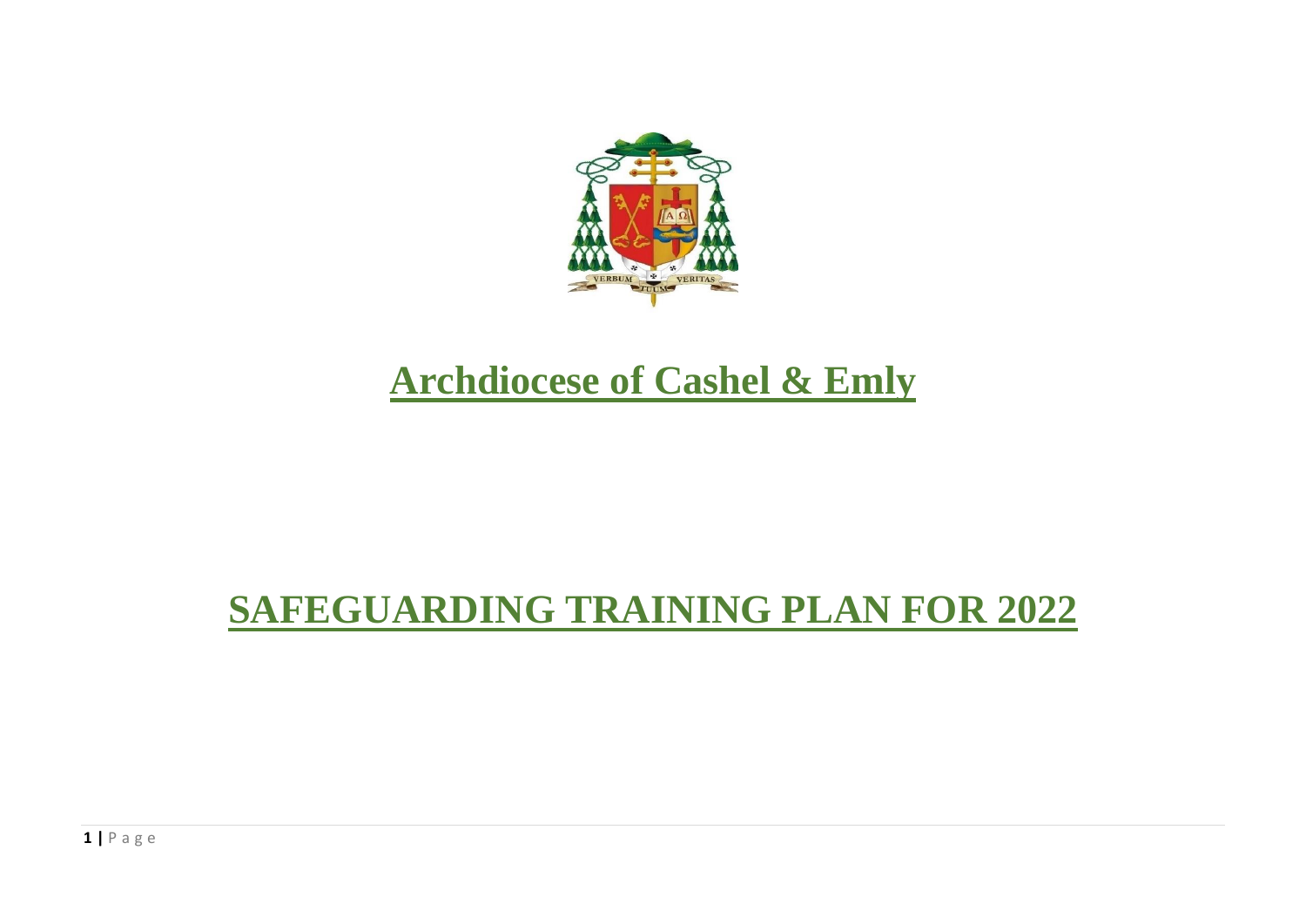# Archdiocese of Cashel & Emly

# SAFEGUARDING TRAINING PLAN FOR 2022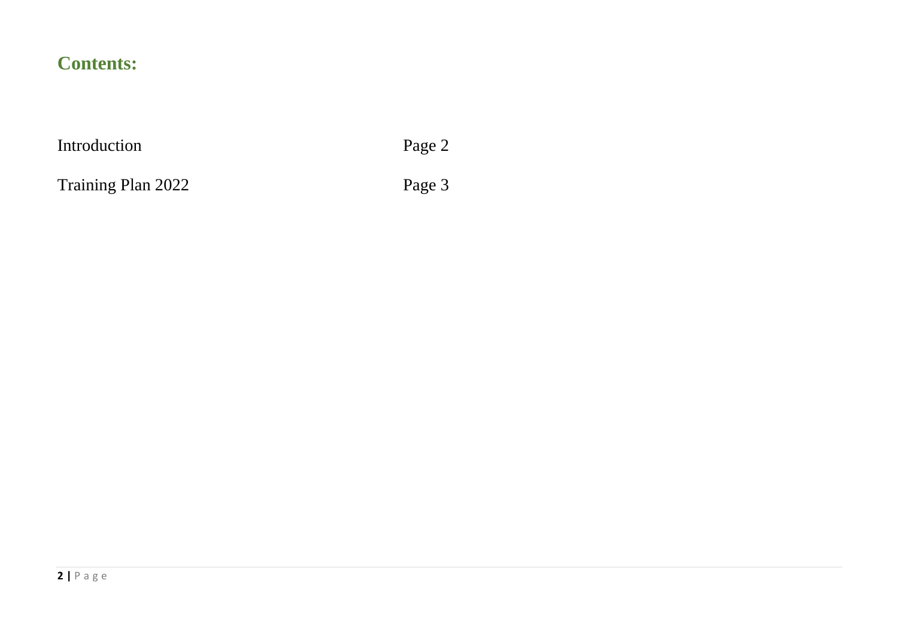## Contents:

| | |
|---|---|
| Introduction | Page 2 |
| Training Plan 2022 | Page 3 |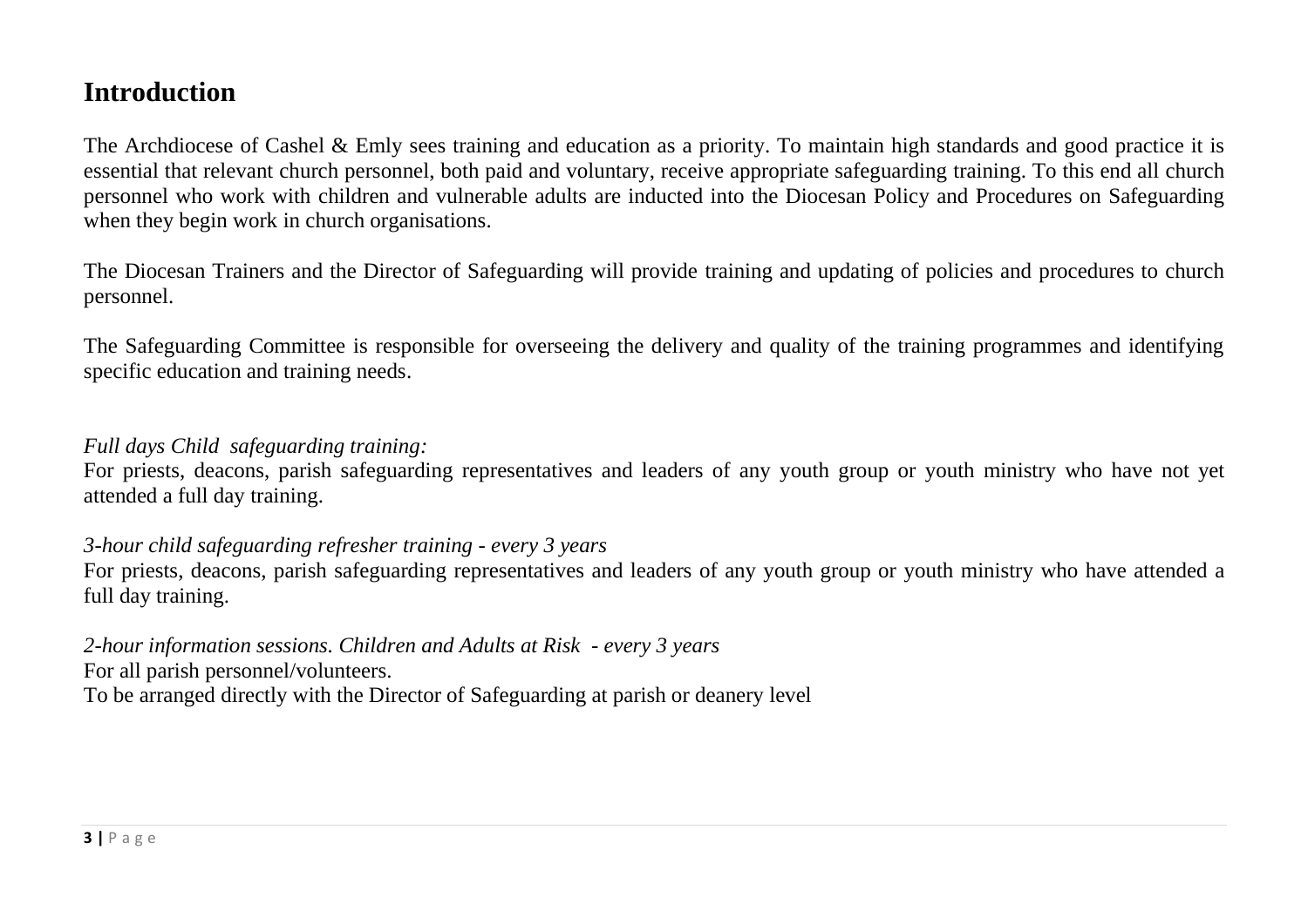# Introduction

The Archdiocese of Cashel & Emly sees training and education as a priority. To maintain high standards and good practice it is essential that relevant church personnel, both paid and voluntary, receive appropriate safeguarding training. To this end all church personnel who work with children and vulnerable adults are inducted into the Diocesan Policy and Procedures on Safeguarding when they begin work in church organisations.

The Diocesan Trainers and the Director of Safeguarding will provide training and updating of policies and procedures to church personnel.

The Safeguarding Committee is responsible for overseeing the delivery and quality of the training programmes and identifying specific education and training needs.

*Full days Child safeguarding training:*
For priests, deacons, parish safeguarding representatives and leaders of any youth group or youth ministry who have not yet attended a full day training.

*3-hour child safeguarding refresher training - every 3 years*
For priests, deacons, parish safeguarding representatives and leaders of any youth group or youth ministry who have attended a full day training.

*2-hour information sessions. Children and Adults at Risk - every 3 years*
For all parish personnel/volunteers.
To be arranged directly with the Director of Safeguarding at parish or deanery level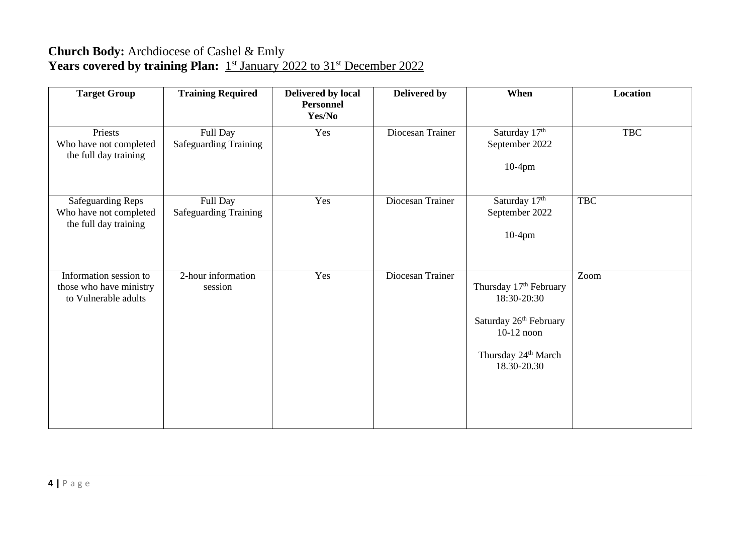**Church Body:** Archdiocese of Cashel & Emly
**Years covered by training Plan:** 1st January 2022 to 31st December 2022

| Target Group | Training Required | Delivered by local Personnel Yes/No | Delivered by | When | Location |
|---|---|---|---|---|---|
| Priests Who have not completed the full day training | Full Day Safeguarding Training | Yes | Diocesan Trainer | Saturday 17th September 2022<br><br>10-4pm | TBC |
| Safeguarding Reps Who have not completed the full day training | Full Day Safeguarding Training | Yes | Diocesan Trainer | Saturday 17th September 2022<br><br>10-4pm | TBC |
| Information session to those who have ministry to Vulnerable adults | 2-hour information session | Yes | Diocesan Trainer | Thursday 17th February 18:30-20:30<br><br>Saturday 26th February 10-12 noon<br><br>Thursday 24th March 18.30-20.30 | Zoom |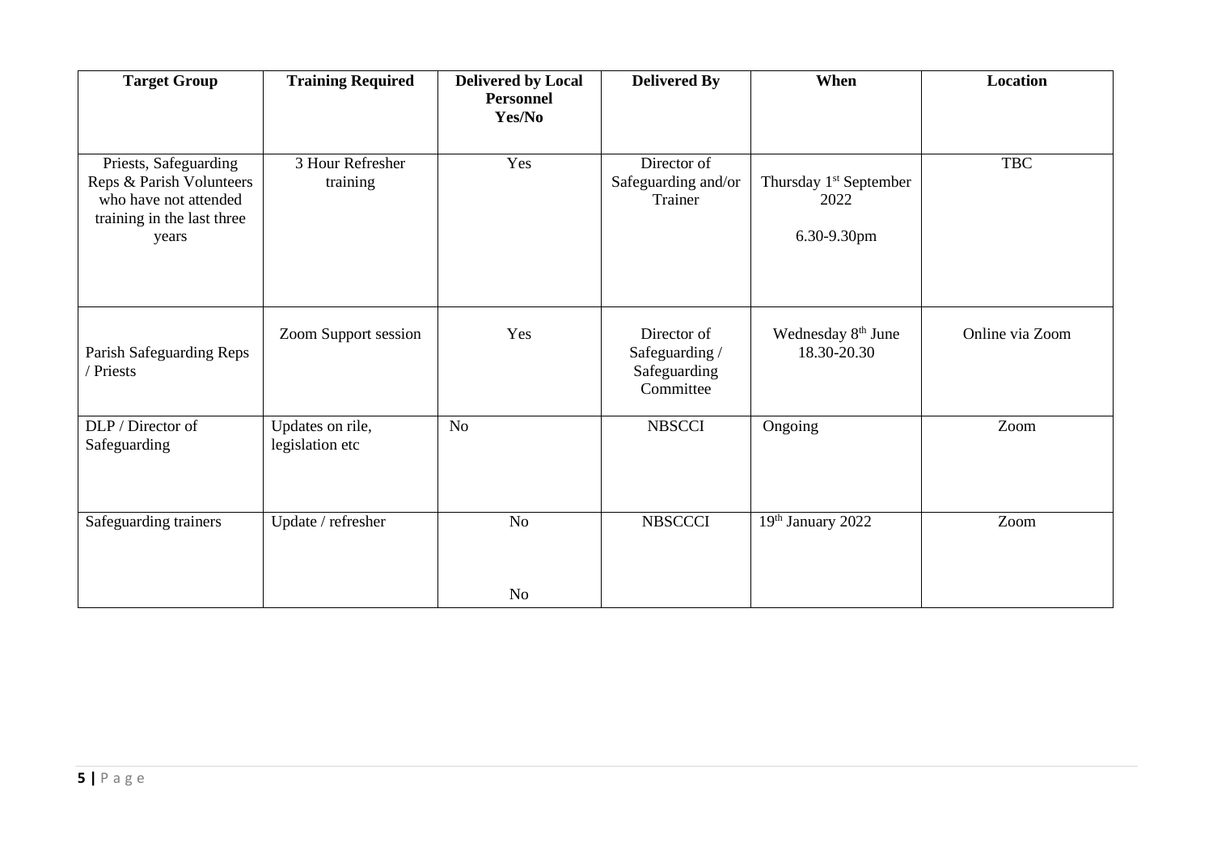| Target Group | Training Required | Delivered by Local Personnel Yes/No | Delivered By | When | Location |
|---|---|---|---|---|---|
| Priests, Safeguarding Reps & Parish Volunteers who have not attended training in the last three years | 3 Hour Refresher training | Yes | Director of Safeguarding and/or Trainer | Thursday 1st September 2022<br><br>6.30-9.30pm | TBC |
| Parish Safeguarding Reps / Priests | Zoom Support session | Yes | Director of Safeguarding / Safeguarding Committee | Wednesday 8th June 18.30-20.30 | Online via Zoom |
| DLP / Director of Safeguarding | Updates on rile, legislation etc | No | NBSCCI | Ongoing | Zoom |
| Safeguarding trainers | Update / refresher | No<br><br>No | NBSCCCI | 19th January 2022 | Zoom |